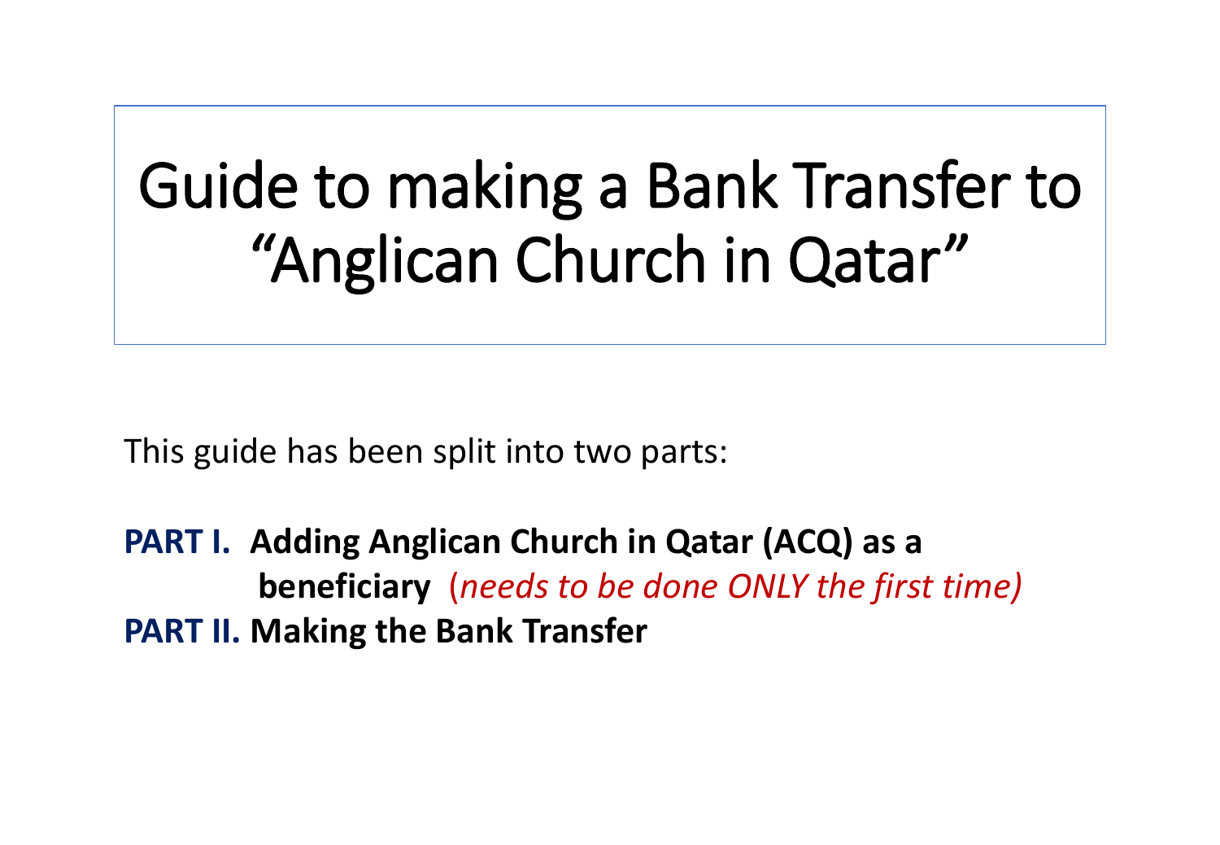# Guide to making a Bank Transfer to "Anglican Church in Qatar"

This guide has been split into two parts:

**PART I. Adding Anglican Church in Qatar (ACQ) as a beneficiary** (*needs to be done ONLY the first time)*

**PART II. Making the Bank Transfer**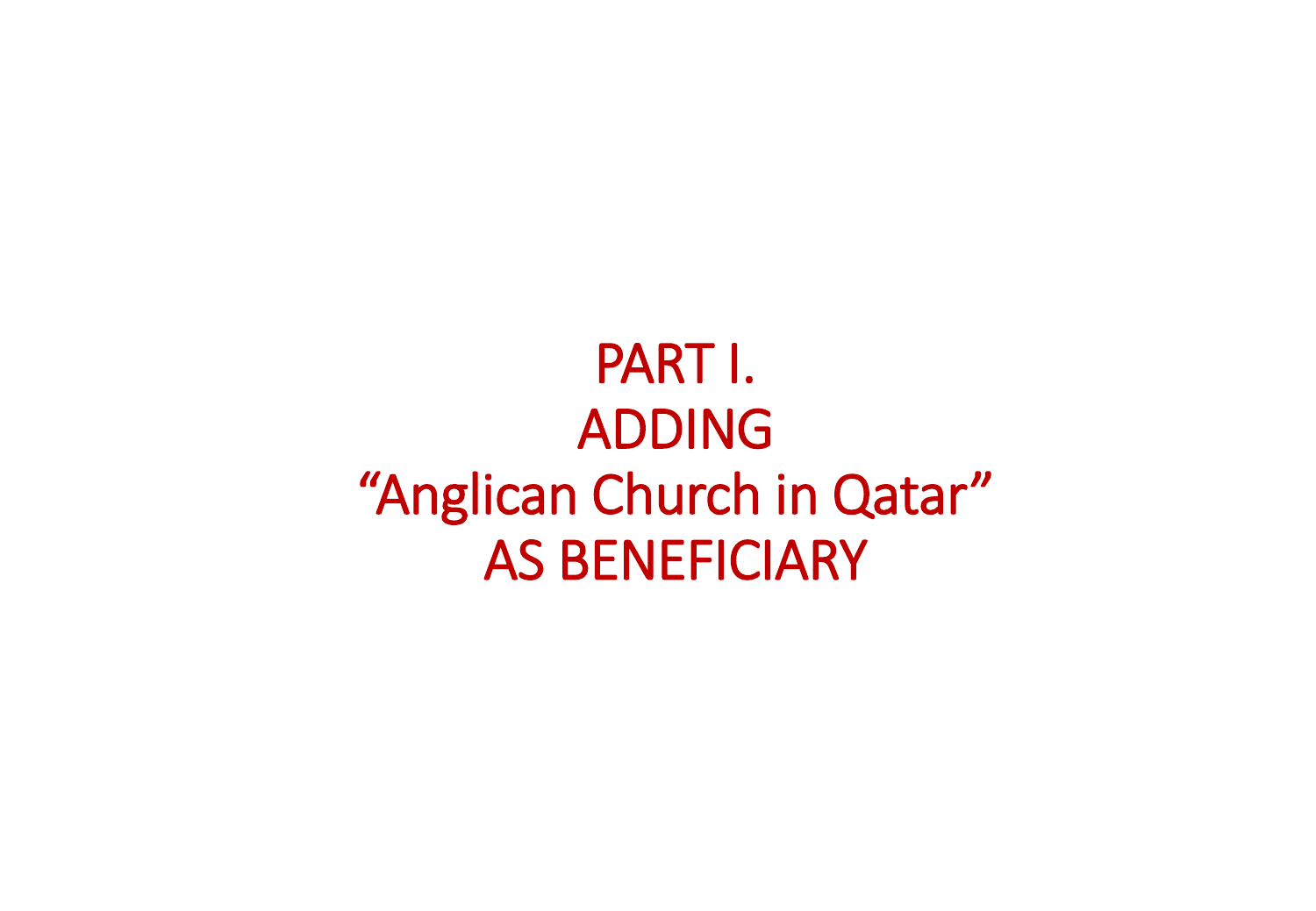# PART I.
# ADDING
# “Anglican Church in Qatar”
# AS BENEFICIARY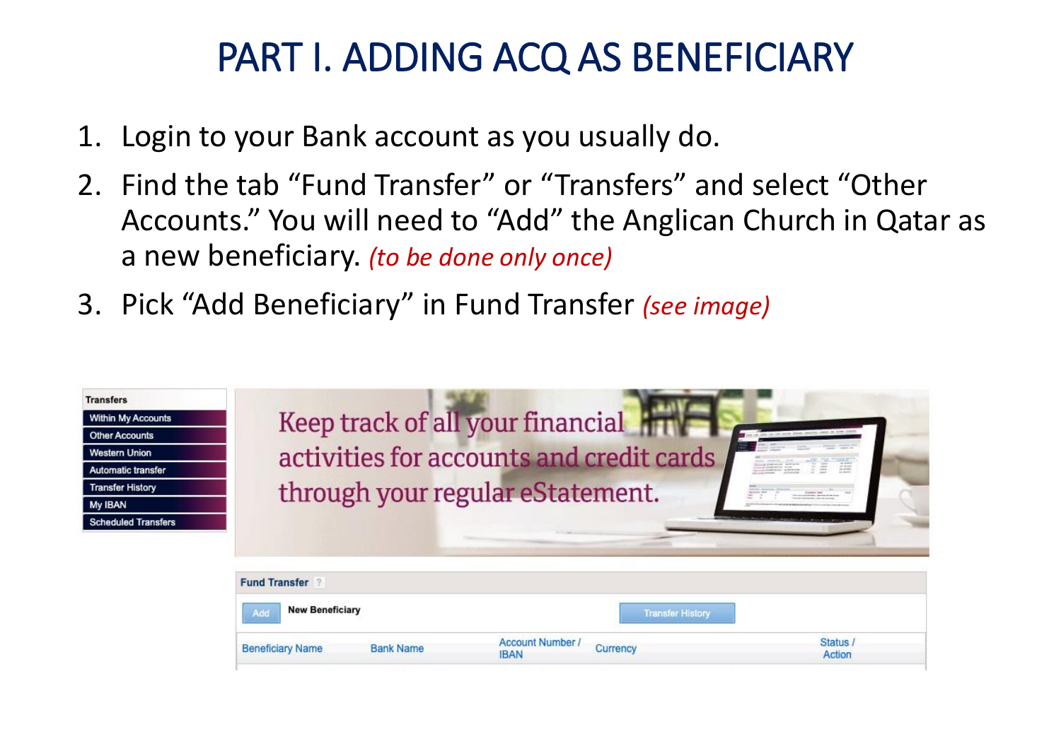# PART I. ADDING ACQ AS BENEFICIARY

1. Login to your Bank account as you usually do.
2. Find the tab "Fund Transfer" or "Transfers" and select "Other Accounts." You will need to "Add" the Anglican Church in Qatar as a new beneficiary. *(to be done only once)*
3. Pick "Add Beneficiary" in Fund Transfer *(see image)*

**Transfers**
- Within My Accounts
- Other Accounts
- Western Union
- Automatic transfer
- Transfer History
- My IBAN
- Scheduled Transfers

Keep track of all your financial activities for accounts and credit cards through your regular eStatement.

**Fund Transfer**

Add **New Beneficiary** Transfer History

| Beneficiary Name | Bank Name | Account Number / IBAN | Currency | Status / Action |
| --- | --- | --- | --- | --- |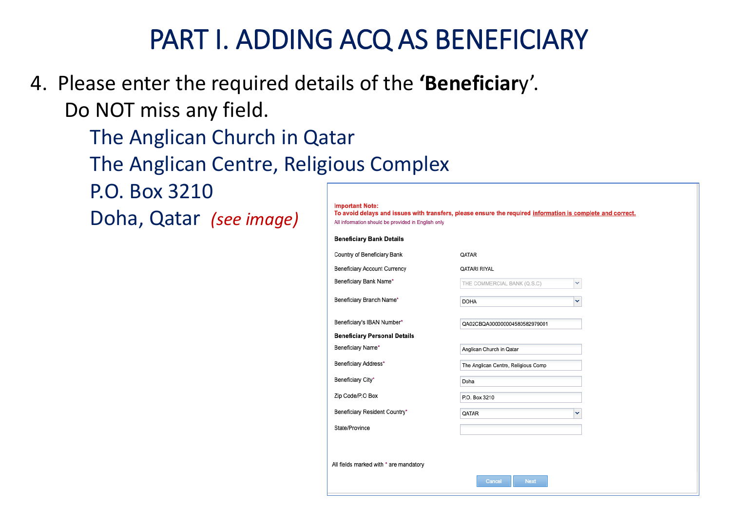# PART I. ADDING ACQ AS BENEFICIARY

4. Please enter the required details of the **'Beneficiar**y'.
   Do NOT miss any field.

   The Anglican Church in Qatar
   The Anglican Centre, Religious Complex
   P.O. Box 3210
   Doha, Qatar *(see image)*

**Important Note:**
**To avoid delays and issues with transfers, please ensure the required information is complete and correct.**
All information should be provided in English only

**Beneficiary Bank Details**

| | |
|---|---|
| Country of Beneficiary Bank | QATAR |
| Beneficiary Account Currency | QATARI RIYAL |
| Beneficiary Bank Name* | THE COMMERCIAL BANK (Q.S.C) |
| Beneficiary Branch Name* | DOHA |
| Beneficiary's IBAN Number* | QA02CBQA000000004580582979001 |

**Beneficiary Personal Details**

| | |
|---|---|
| Beneficiary Name* | Anglican Church in Qatar |
| Beneficiary Address* | The Anglican Centre, Religious Comp |
| Beneficiary City* | Doha |
| Zip Code/P.O Box | P.O. Box 3210 |
| Beneficiary Resident Country* | QATAR |
| State/Province | |

All fields marked with * are mandatory

Cancel | Next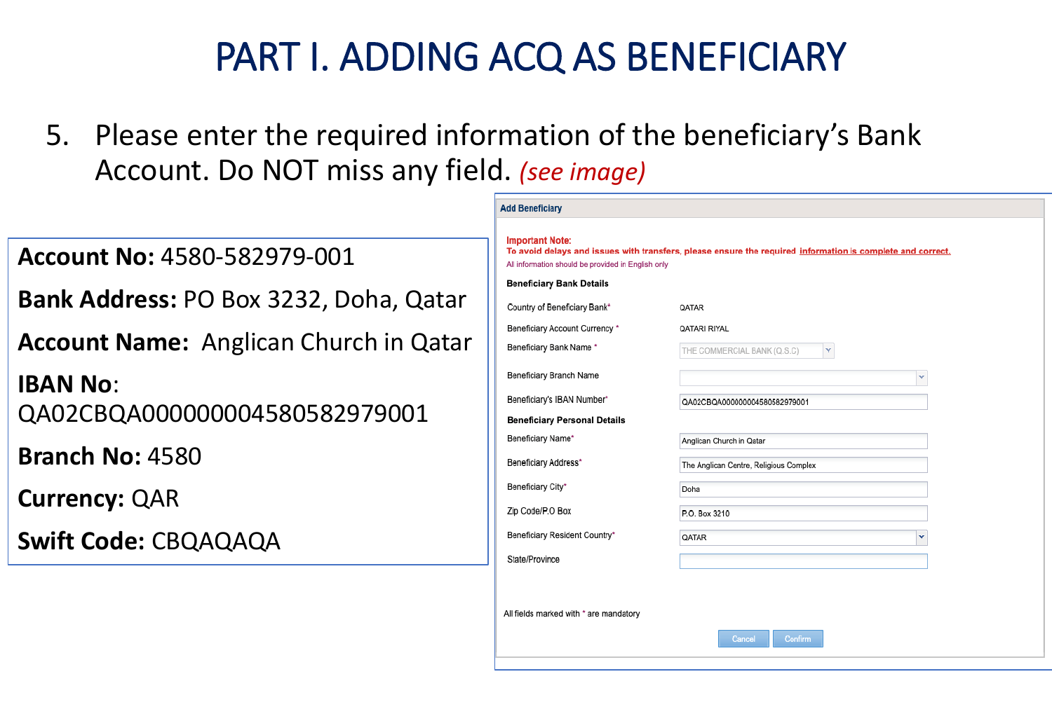# PART I. ADDING ACQ AS BENEFICIARY

5. Please enter the required information of the beneficiary's Bank Account. Do NOT miss any field. *(see image)*

**Account No:** 4580-582979-001

**Bank Address:** PO Box 3232, Doha, Qatar

**Account Name:** Anglican Church in Qatar

**IBAN No**: QA02CBQA000000004580582979001

**Branch No:** 4580

**Currency:** QAR

**Swift Code:** CBQAQAQA

**Add Beneficiary**

**Important Note:**
To avoid delays and issues with transfers, please ensure the required information is complete and correct.
All information should be provided in English only

**Beneficiary Bank Details**

| Field | Value |
|---|---|
| Country of Beneficiary Bank* | QATAR |
| Beneficiary Account Currency * | QATARI RIYAL |
| Beneficiary Bank Name * | THE COMMERCIAL BANK (Q.S.C) |
| Beneficiary Branch Name | |
| Beneficiary's IBAN Number* | QA02CBQA000000004580582979001 |

**Beneficiary Personal Details**

| Field | Value |
|---|---|
| Beneficiary Name* | Anglican Church in Qatar |
| Beneficiary Address* | The Anglican Centre, Religious Complex |
| Beneficiary City* | Doha |
| Zip Code/P.O Box | P.O. Box 3210 |
| Beneficiary Resident Country* | QATAR |
| State/Province | |

All fields marked with * are mandatory

Cancel | Confirm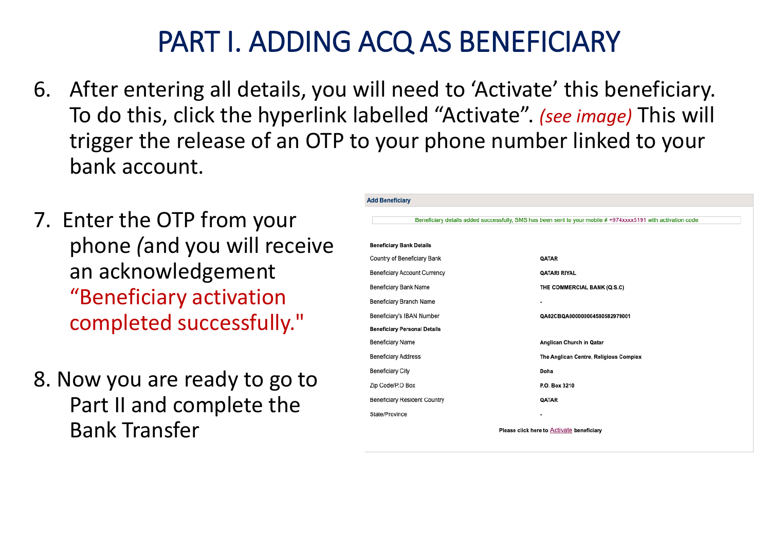# PART I. ADDING ACQ AS BENEFICIARY

6. After entering all details, you will need to 'Activate' this beneficiary. To do this, click the hyperlink labelled "Activate". *(see image)* This will trigger the release of an OTP to your phone number linked to your bank account.

7. Enter the OTP from your phone *(*and you will receive an acknowledgement "Beneficiary activation completed successfully."

8. Now you are ready to go to Part II and complete the Bank Transfer

**Add Beneficiary**

Beneficiary details added successfully, SMS has been sent to your mobile # +974xxxx5191 with activation code

| **Beneficiary Bank Details** | |
|---|---|
| Country of Beneficiary Bank | **QATAR** |
| Beneficiary Account Currency | **QATARI RIYAL** |
| Beneficiary Bank Name | **THE COMMERCIAL BANK (Q.S.C)** |
| Beneficiary Branch Name | - |
| Beneficiary's IBAN Number | **QA02CBQA000000004580582979001** |
| **Beneficiary Personal Details** | |
| Beneficiary Name | **Anglican Church in Qatar** |
| Beneficiary Address | **The Anglican Centre, Religious Complex** |
| Beneficiary City | **Doha** |
| Zip Code/P.O Box | **P.O. Box 3210** |
| Beneficiary Resident Country | **QATAR** |
| State/Province | - |

**Please click here to Activate beneficiary**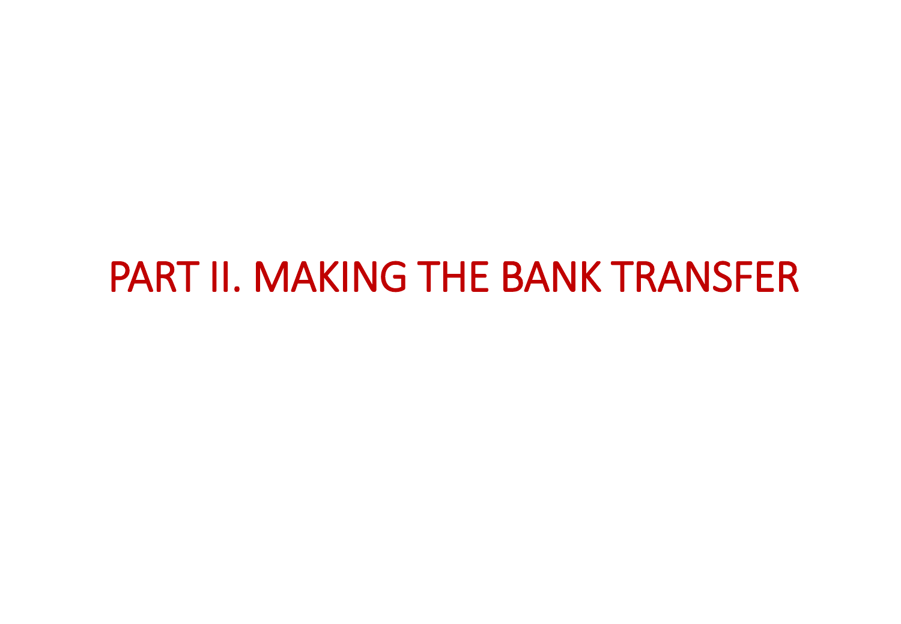# PART II. MAKING THE BANK TRANSFER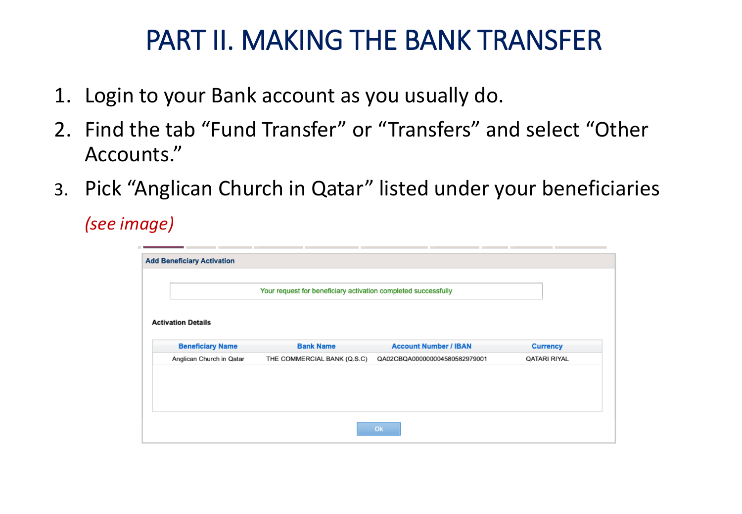# PART II. MAKING THE BANK TRANSFER

1. Login to your Bank account as you usually do.
2. Find the tab “Fund Transfer” or “Transfers” and select “Other Accounts.”
3. Pick “Anglican Church in Qatar” listed under your beneficiaries

   *(see image)*

**Add Beneficiary Activation**

Your request for beneficiary activation completed successfully

**Activation Details**

| Beneficiary Name | Bank Name | Account Number / IBAN | Currency |
|---|---|---|---|
| Anglican Church in Qatar | THE COMMERCIAL BANK (Q.S.C) | QA02CBQA000000004580582979001 | QATARI RIYAL |

Ok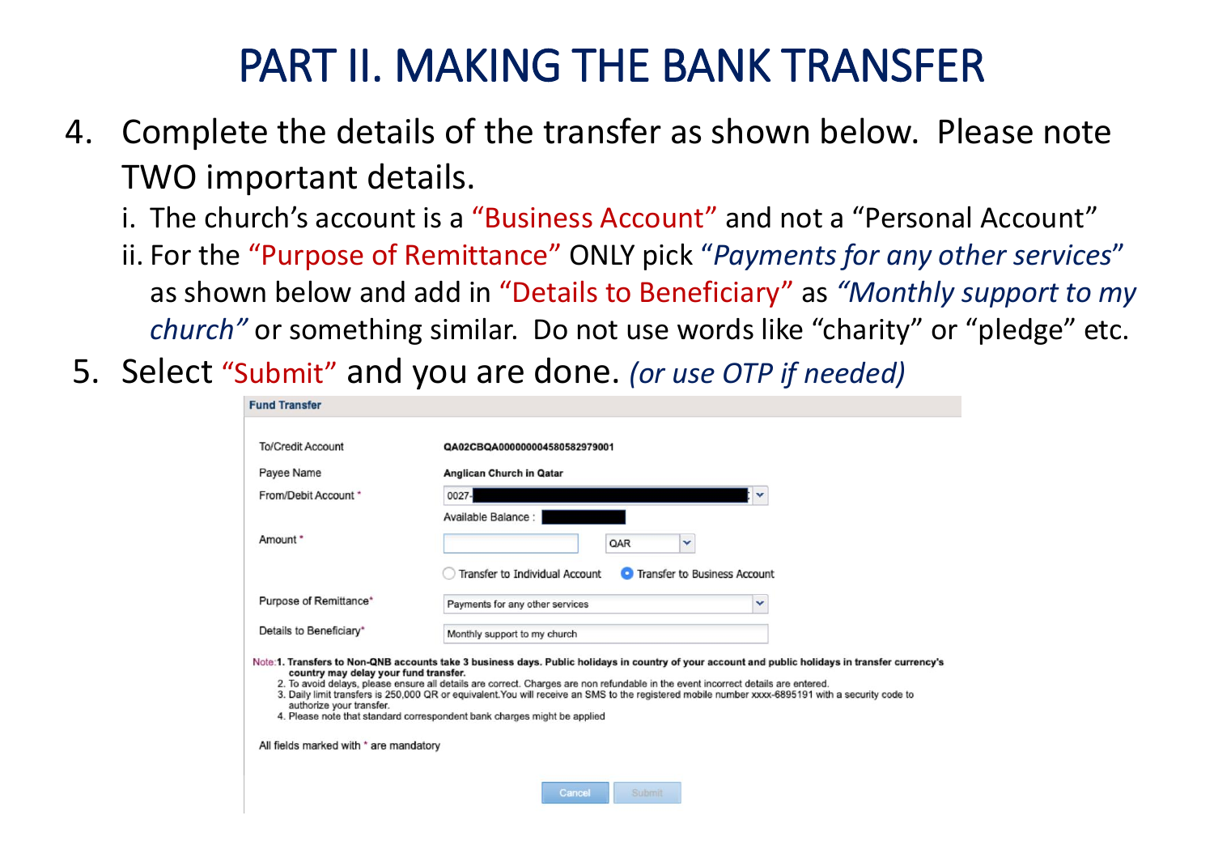# PART II. MAKING THE BANK TRANSFER

4. Complete the details of the transfer as shown below. Please note TWO important details.
   i. The church's account is a "Business Account" and not a "Personal Account"
   ii. For the "Purpose of Remittance" ONLY pick "*Payments for any other services*" as shown below and add in "Details to Beneficiary" as *"Monthly support to my church"* or something similar. Do not use words like "charity" or "pledge" etc.
5. Select "Submit" and you are done. *(or use OTP if needed)*

**Fund Transfer**

| | |
|---|---|
| To/Credit Account | QA02CBQA000000004580582979001 |
| Payee Name | Anglican Church in Qatar |
| From/Debit Account * | 0027- |
| | Available Balance : |
| Amount * | QAR |
| | ○ Transfer to Individual Account ● Transfer to Business Account |
| Purpose of Remittance* | Payments for any other services |
| Details to Beneficiary* | Monthly support to my church |

Note:**1. Transfers to Non-QNB accounts take 3 business days. Public holidays in country of your account and public holidays in transfer currency's country may delay your fund transfer.**
2. To avoid delays, please ensure all details are correct. Charges are non refundable in the event incorrect details are entered.
3. Daily limit transfers is 250,000 QR or equivalent.You will receive an SMS to the registered mobile number xxxx-6895191 with a security code to authorize your transfer.
4. Please note that standard correspondent bank charges might be applied

All fields marked with * are mandatory

Cancel Submit